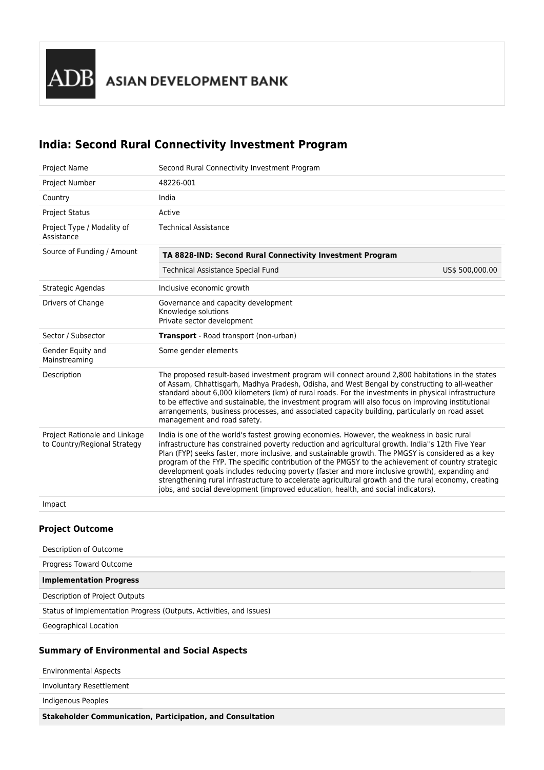ADB ASIAN DEVELOPMENT BANK

# India: Second Rural Connectivity Investment Program

| | |
|---|---|
| Project Name | Second Rural Connectivity Investment Program |
| Project Number | 48226-001 |
| Country | India |
| Project Status | Active |
| Project Type / Modality of Assistance | Technical Assistance |
| Source of Funding / Amount | **TA 8828-IND: Second Rural Connectivity Investment Program**<br>Technical Assistance Special Fund US$ 500,000.00 |
| Strategic Agendas | Inclusive economic growth |
| Drivers of Change | Governance and capacity development<br>Knowledge solutions<br>Private sector development |
| Sector / Subsector | **Transport** - Road transport (non-urban) |
| Gender Equity and Mainstreaming | Some gender elements |
| Description | The proposed result-based investment program will connect around 2,800 habitations in the states of Assam, Chhattisgarh, Madhya Pradesh, Odisha, and West Bengal by constructing to all-weather standard about 6,000 kilometers (km) of rural roads. For the investments in physical infrastructure to be effective and sustainable, the investment program will also focus on improving institutional arrangements, business processes, and associated capacity building, particularly on road asset management and road safety. |
| Project Rationale and Linkage to Country/Regional Strategy | India is one of the world's fastest growing economies. However, the weakness in basic rural infrastructure has constrained poverty reduction and agricultural growth. India''s 12th Five Year Plan (FYP) seeks faster, more inclusive, and sustainable growth. The PMGSY is considered as a key program of the FYP. The specific contribution of the PMGSY to the achievement of country strategic development goals includes reducing poverty (faster and more inclusive growth), expanding and strengthening rural infrastructure to accelerate agricultural growth and the rural economy, creating jobs, and social development (improved education, health, and social indicators). |
| Impact | |

### Project Outcome

| | |
|---|---|
| Description of Outcome | |
| Progress Toward Outcome | |
| **Implementation Progress** | |
| Description of Project Outputs | |
| Status of Implementation Progress (Outputs, Activities, and Issues) | |
| Geographical Location | |

### Summary of Environmental and Social Aspects

| | |
|---|---|
| Environmental Aspects | |
| Involuntary Resettlement | |
| Indigenous Peoples | |
| **Stakeholder Communication, Participation, and Consultation** | |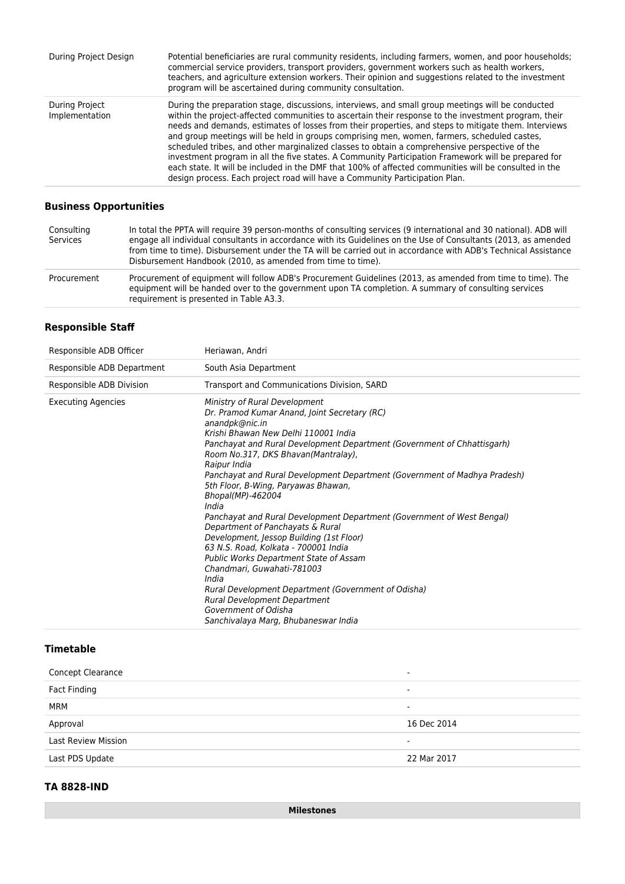| | |
|---|---|
| During Project Design | Potential beneficiaries are rural community residents, including farmers, women, and poor households; commercial service providers, transport providers, government workers such as health workers, teachers, and agriculture extension workers. Their opinion and suggestions related to the investment program will be ascertained during community consultation. |
| During Project Implementation | During the preparation stage, discussions, interviews, and small group meetings will be conducted within the project-affected communities to ascertain their response to the investment program, their needs and demands, estimates of losses from their properties, and steps to mitigate them. Interviews and group meetings will be held in groups comprising men, women, farmers, scheduled castes, scheduled tribes, and other marginalized classes to obtain a comprehensive perspective of the investment program in all the five states. A Community Participation Framework will be prepared for each state. It will be included in the DMF that 100% of affected communities will be consulted in the design process. Each project road will have a Community Participation Plan. |

### Business Opportunities

| | |
|---|---|
| Consulting Services | In total the PPTA will require 39 person-months of consulting services (9 international and 30 national). ADB will engage all individual consultants in accordance with its Guidelines on the Use of Consultants (2013, as amended from time to time). Disbursement under the TA will be carried out in accordance with ADB's Technical Assistance Disbursement Handbook (2010, as amended from time to time). |
| Procurement | Procurement of equipment will follow ADB's Procurement Guidelines (2013, as amended from time to time). The equipment will be handed over to the government upon TA completion. A summary of consulting services requirement is presented in Table A3.3. |

### Responsible Staff

| | |
|---|---|
| Responsible ADB Officer | Heriawan, Andri |
| Responsible ADB Department | South Asia Department |
| Responsible ADB Division | Transport and Communications Division, SARD |
| Executing Agencies | *Ministry of Rural Development*<br>*Dr. Pramod Kumar Anand, Joint Secretary (RC)*<br>*anandpk@nic.in*<br>*Krishi Bhawan New Delhi 110001 India*<br>*Panchayat and Rural Development Department (Government of Chhattisgarh)*<br>*Room No.317, DKS Bhavan(Mantralay),*<br>*Raipur India*<br>*Panchayat and Rural Development Department (Government of Madhya Pradesh)*<br>*5th Floor, B-Wing, Paryawas Bhawan,*<br>*Bhopal(MP)-462004*<br>*India*<br>*Panchayat and Rural Development Department (Government of West Bengal)*<br>*Department of Panchayats & Rural*<br>*Development, Jessop Building (1st Floor)*<br>*63 N.S. Road, Kolkata - 700001 India*<br>*Public Works Department State of Assam*<br>*Chandmari, Guwahati-781003*<br>*India*<br>*Rural Development Department (Government of Odisha)*<br>*Rural Development Department*<br>*Government of Odisha*<br>*Sanchivalaya Marg, Bhubaneswar India* |

### Timetable

| | |
|---|---|
| Concept Clearance | - |
| Fact Finding | - |
| MRM | - |
| Approval | 16 Dec 2014 |
| Last Review Mission | - |
| Last PDS Update | 22 Mar 2017 |

### TA 8828-IND

| Milestones |
|---|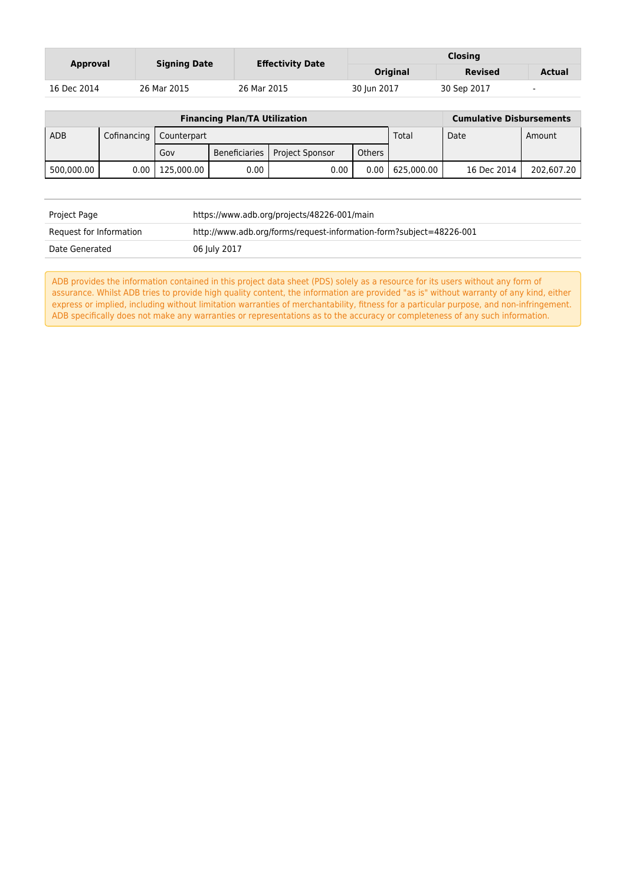| Approval | Signing Date | Effectivity Date | Closing | | |
|---|---|---|---|---|---|
| | | | Original | Revised | Actual |
| 16 Dec 2014 | 26 Mar 2015 | 26 Mar 2015 | 30 Jun 2017 | 30 Sep 2017 | - |

| Financing Plan/TA Utilization | | | | | | | Cumulative Disbursements | |
|---|---|---|---|---|---|---|---|---|
| ADB | Cofinancing | Counterpart | | | | Total | Date | Amount |
| | | Gov | Beneficiaries | Project Sponsor | Others | | | |
| 500,000.00 | 0.00 | 125,000.00 | 0.00 | 0.00 | 0.00 | 625,000.00 | 16 Dec 2014 | 202,607.20 |

| | |
|---|---|
| Project Page | https://www.adb.org/projects/48226-001/main |
| Request for Information | http://www.adb.org/forms/request-information-form?subject=48226-001 |
| Date Generated | 06 July 2017 |

ADB provides the information contained in this project data sheet (PDS) solely as a resource for its users without any form of assurance. Whilst ADB tries to provide high quality content, the information are provided "as is" without warranty of any kind, either express or implied, including without limitation warranties of merchantability, fitness for a particular purpose, and non-infringement. ADB specifically does not make any warranties or representations as to the accuracy or completeness of any such information.